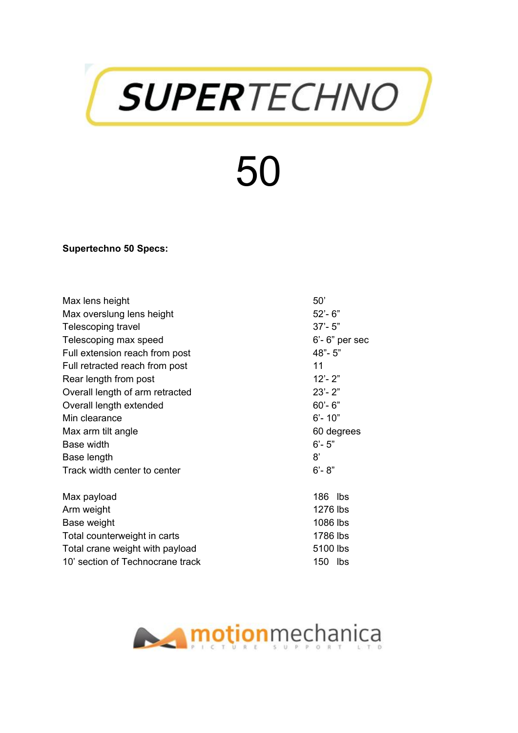# SUPERTECHNO

# 50

**Supertechno 50 Specs:**

| | |
|---|---|
| Max lens height | 50’ |
| Max overslung lens height | 52’- 6” |
| Telescoping travel | 37’- 5” |
| Telescoping max speed | 6’- 6” per sec |
| Full extension reach from post | 48”- 5” |
| Full retracted reach from post | 11 |
| Rear length from post | 12’- 2” |
| Overall length of arm retracted | 23’- 2” |
| Overall length extended | 60’- 6” |
| Min clearance | 6’- 10” |
| Max arm tilt angle | 60 degrees |
| Base width | 6’- 5” |
| Base length | 8’ |
| Track width center to center | 6’- 8” |
| | |
| Max payload | 186 lbs |
| Arm weight | 1276 lbs |
| Base weight | 1086 lbs |
| Total counterweight in carts | 1786 lbs |
| Total crane weight with payload | 5100 lbs |
| 10’ section of Technocrane track | 150 lbs |

motionmechanica PICTURE SUPPORT LTD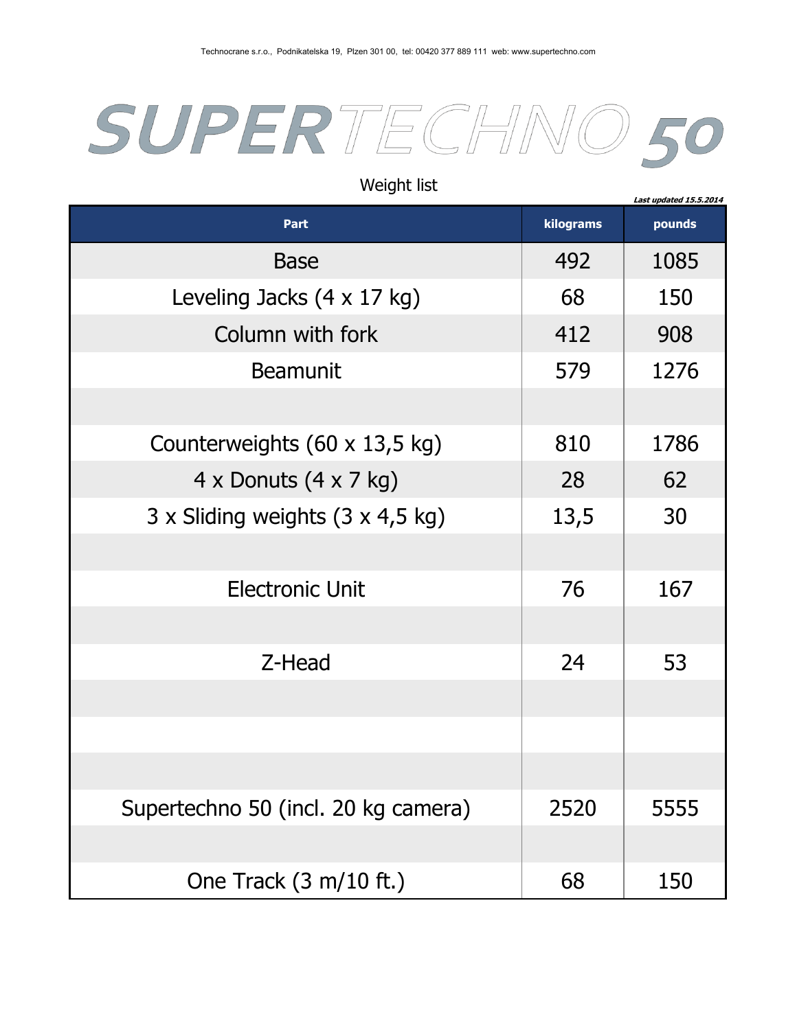Technocrane s.r.o., Podnikatelska 19, Plzen 301 00, tel: 00420 377 889 111 web: www.supertechno.com

# SUPERTECHNO 50

Weight list

***Last updated 15.5.2014***

| Part | kilograms | pounds |
|---|---|---|
| Base | 492 | 1085 |
| Leveling Jacks (4 x 17 kg) | 68 | 150 |
| Column with fork | 412 | 908 |
| Beamunit | 579 | 1276 |
| | | |
| Counterweights (60 x 13,5 kg) | 810 | 1786 |
| 4 x Donuts (4 x 7 kg) | 28 | 62 |
| 3 x Sliding weights (3 x 4,5 kg) | 13,5 | 30 |
| | | |
| Electronic Unit | 76 | 167 |
| | | |
| Z-Head | 24 | 53 |
| | | |
| | | |
| | | |
| Supertechno 50 (incl. 20 kg camera) | 2520 | 5555 |
| | | |
| One Track (3 m/10 ft.) | 68 | 150 |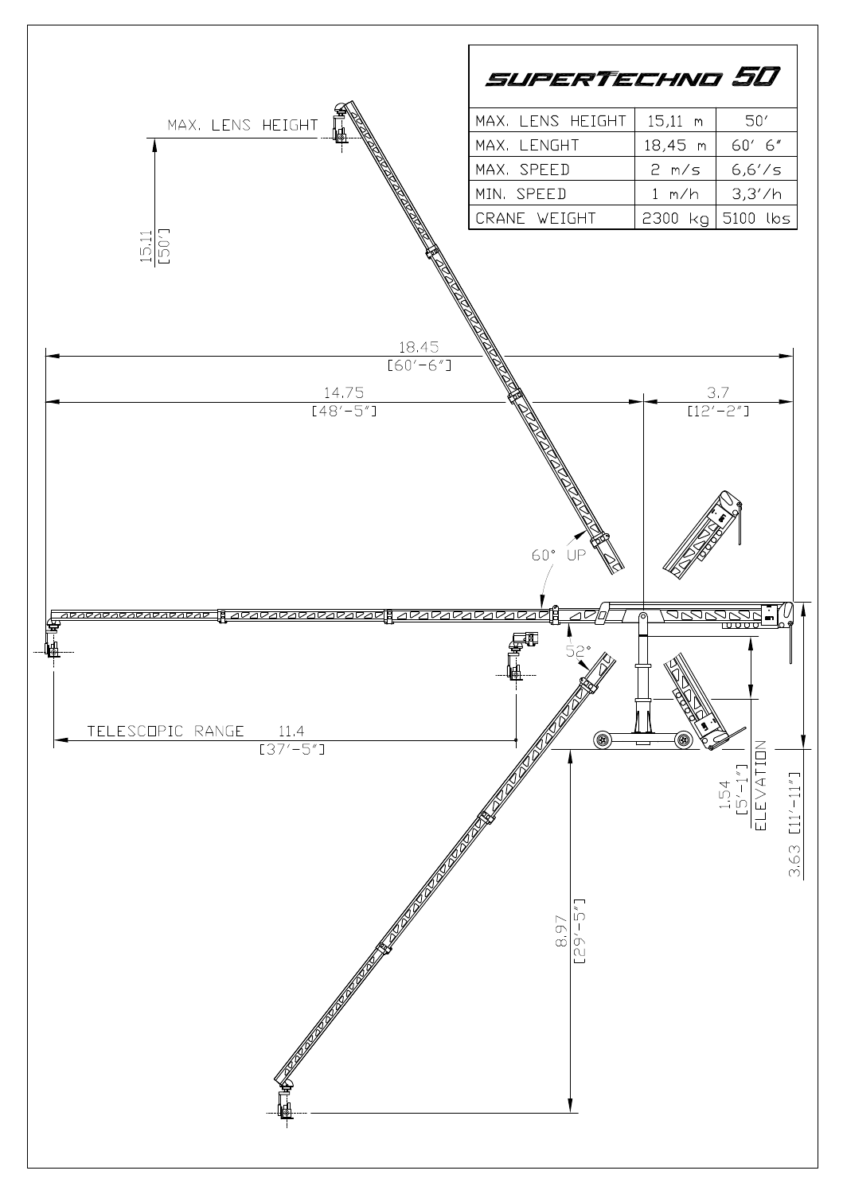# SUPERTECHNO 50

| MAX. LENS HEIGHT | 15,11 m | 50′ |
|---|---|---|
| MAX. LENGHT | 18,45 m | 60′ 6″ |
| MAX. SPEED | 2 m/s | 6,6′/s |
| MIN. SPEED | 1 m/h | 3,3′/h |
| CRANE WEIGHT | 2300 kg | 5100 lbs |

MAX. LENS HEIGHT

15.11 [50′]

18.45 [60′-6″]

14.75 [48′-5″]

3.7 [12′-2″]

60° UP

52°

TELESCOPIC RANGE 11.4 [37′-5″]

1.54 [5′-1″] ELEVATION

3.63 [11′-11″]

8.97 [29′-5″]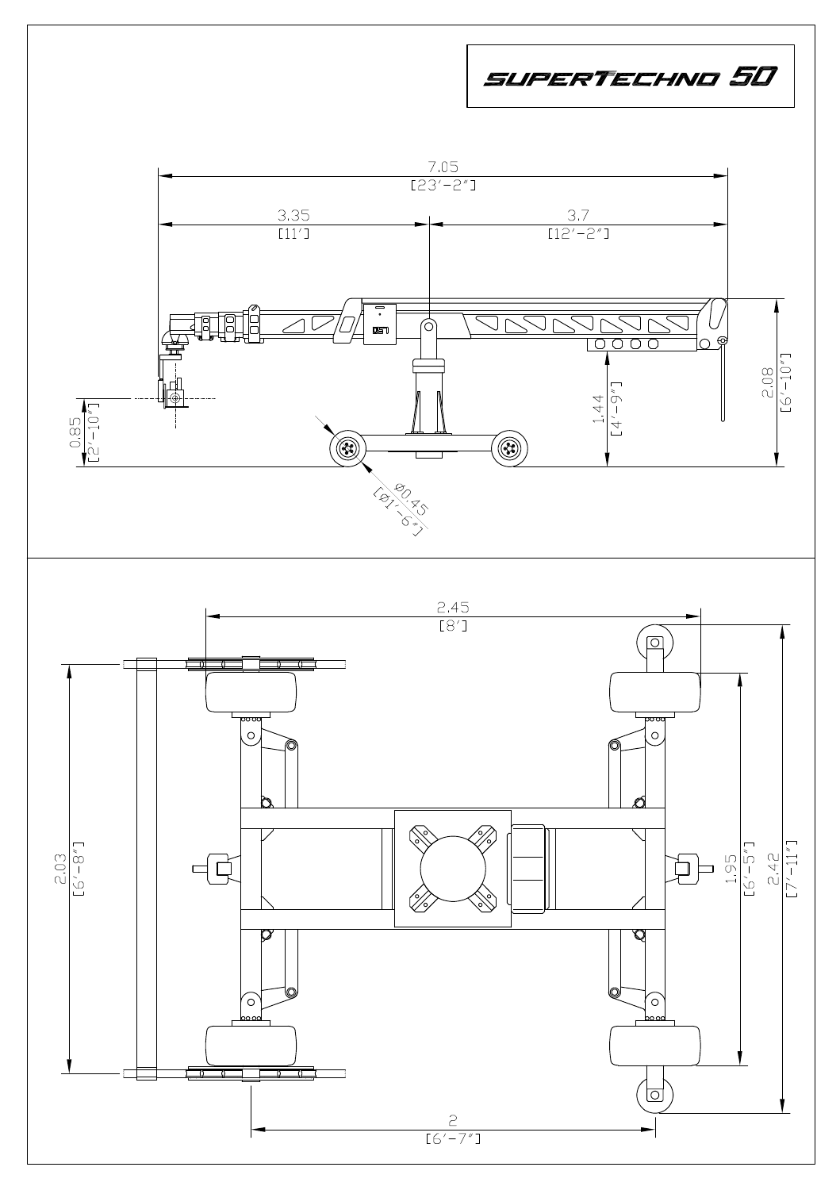# SUPERTECHNO 50

7.05
[23'-2"]

3.35
[11']

3.7
[12'-2"]

2.08
[6'-10"]

1.44
[4'-9"]

0.85
[2'-10"]

Ø0.45
[Ø1'-6"]

2.45
[8']

2.03
[6'-8"]

1.95
[6'-5"]

2.42
[7'-11"]

2
[6'-7"]